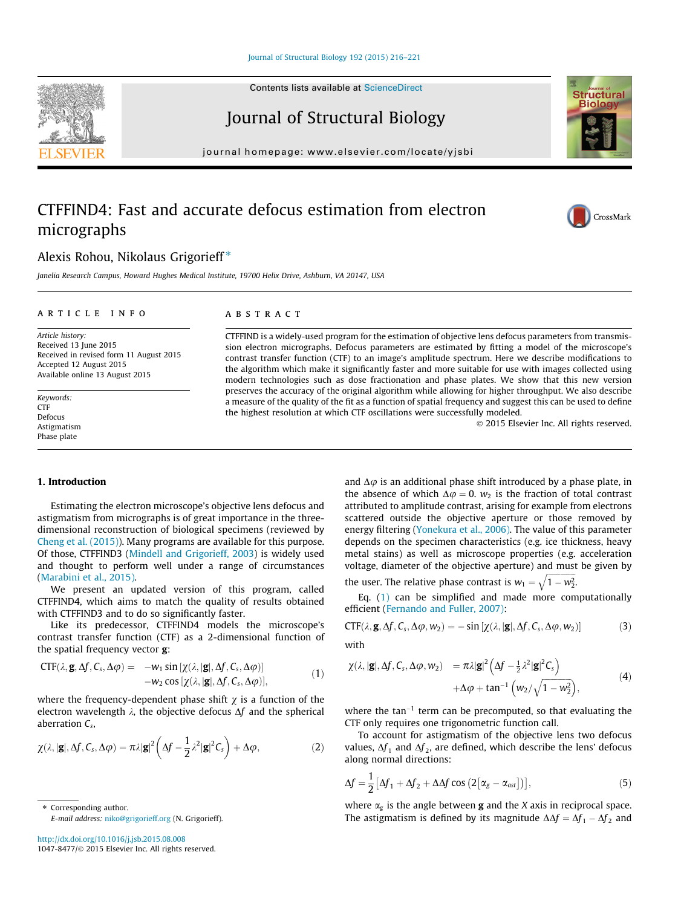# CTFFIND4: Fast and accurate defocus estimation from electron micrographs

Alexis Rohou, Nikolaus Grigorieff *

Janelia Research Campus, Howard Hughes Medical Institute, 19700 Helix Drive, Ashburn, VA 20147, USA

## ARTICLE INFO

*Article history:*
Received 13 June 2015
Received in revised form 11 August 2015
Accepted 12 August 2015
Available online 13 August 2015

*Keywords:*
CTF
Defocus
Astigmatism
Phase plate

## ABSTRACT

CTFFIND is a widely-used program for the estimation of objective lens defocus parameters from transmission electron micrographs. Defocus parameters are estimated by fitting a model of the microscope's contrast transfer function (CTF) to an image's amplitude spectrum. Here we describe modifications to the algorithm which make it significantly faster and more suitable for use with images collected using modern technologies such as dose fractionation and phase plates. We show that this new version preserves the accuracy of the original algorithm while allowing for higher throughput. We also describe a measure of the quality of the fit as a function of spatial frequency and suggest this can be used to define the highest resolution at which CTF oscillations were successfully modeled.

© 2015 Elsevier Inc. All rights reserved.

## 1. Introduction

Estimating the electron microscope's objective lens defocus and astigmatism from micrographs is of great importance in the three-dimensional reconstruction of biological specimens (reviewed by Cheng et al. (2015)). Many programs are available for this purpose. Of those, CTFFIND3 (Mindell and Grigorieff, 2003) is widely used and thought to perform well under a range of circumstances (Marabini et al., 2015).

We present an updated version of this program, called CTFFIND4, which aims to match the quality of results obtained with CTFFIND3 and to do so significantly faster.

Like its predecessor, CTFFIND4 models the microscope's contrast transfer function (CTF) as a 2-dimensional function of the spatial frequency vector $\mathbf{g}$:

$$\begin{aligned}\mathrm{CTF}(\lambda, \mathbf{g}, \Delta f, C_s, \Delta\varphi) = \; & -w_1 \sin[\chi(\lambda, |\mathbf{g}|, \Delta f, C_s, \Delta\varphi)] \\ & -w_2 \cos[\chi(\lambda, |\mathbf{g}|, \Delta f, C_s, \Delta\varphi)],\end{aligned} \tag{1}$$

where the frequency-dependent phase shift $\chi$ is a function of the electron wavelength $\lambda$, the objective defocus $\Delta f$ and the spherical aberration $C_s$,

$$\chi(\lambda, |\mathbf{g}|, \Delta f, C_s, \Delta\varphi) = \pi\lambda|\mathbf{g}|^2\left(\Delta f - \frac{1}{2}\lambda^2|\mathbf{g}|^2 C_s\right) + \Delta\varphi, \tag{2}$$

and $\Delta\varphi$ is an additional phase shift introduced by a phase plate, in the absence of which $\Delta\varphi = 0$. $w_2$ is the fraction of total contrast attributed to amplitude contrast, arising for example from electrons scattered outside the objective aperture or those removed by energy filtering (Yonekura et al., 2006). The value of this parameter depends on the specimen characteristics (e.g. ice thickness, heavy metal stains) as well as microscope properties (e.g. acceleration voltage, diameter of the objective aperture) and must be given by the user. The relative phase contrast is $w_1 = \sqrt{1 - w_2^2}$.

Eq. (1) can be simplified and made more computationally efficient (Fernando and Fuller, 2007):

$$\mathrm{CTF}(\lambda, \mathbf{g}, \Delta f, C_s, \Delta\varphi, w_2) = -\sin[\chi(\lambda, |\mathbf{g}|, \Delta f, C_s, \Delta\varphi, w_2)] \tag{3}$$

with

$$\begin{aligned}\chi(\lambda, |\mathbf{g}|, \Delta f, C_s, \Delta\varphi, w_2) \; & = \pi\lambda|\mathbf{g}|^2\left(\Delta f - \tfrac{1}{2}\lambda^2|\mathbf{g}|^2 C_s\right) \\ & \quad + \Delta\varphi + \tan^{-1}\left(w_2/\sqrt{1 - w_2^2}\right),\end{aligned} \tag{4}$$

where the $\tan^{-1}$ term can be precomputed, so that evaluating the CTF only requires one trigonometric function call.

To account for astigmatism of the objective lens two defocus values, $\Delta f_1$ and $\Delta f_2$, are defined, which describe the lens' defocus along normal directions:

$$\Delta f = \frac{1}{2}\left[\Delta f_1 + \Delta f_2 + \Delta\Delta f \cos\left(2\left[\alpha_g - \alpha_{ast}\right]\right)\right], \tag{5}$$

where $\alpha_g$ is the angle between $\mathbf{g}$ and the $X$ axis in reciprocal space. The astigmatism is defined by its magnitude $\Delta\Delta f = \Delta f_1 - \Delta f_2$ and

---

* Corresponding author.
E-mail address: niko@grigorieff.org (N. Grigorieff).

http://dx.doi.org/10.1016/j.jsb.2015.08.008
1047-8477/© 2015 Elsevier Inc. All rights reserved.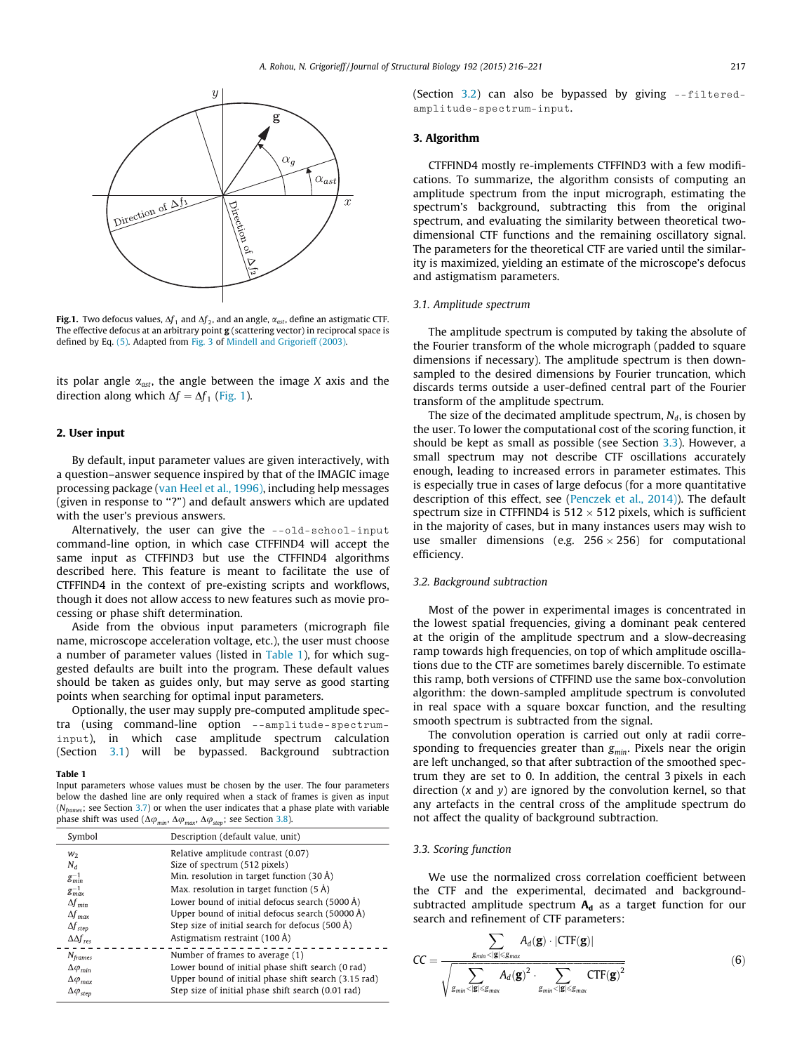**Fig.1.** Two defocus values, $\Delta f_1$ and $\Delta f_2$, and an angle, $\alpha_{ast}$, define an astigmatic CTF. The effective defocus at an arbitrary point **g** (scattering vector) in reciprocal space is defined by Eq. (5). Adapted from Fig. 3 of Mindell and Grigorieff (2003).

its polar angle $\alpha_{ast}$, the angle between the image $X$ axis and the direction along which $\Delta f = \Delta f_1$ (Fig. 1).

## 2. User input

By default, input parameter values are given interactively, with a question–answer sequence inspired by that of the IMAGIC image processing package (van Heel et al., 1996), including help messages (given in response to "?") and default answers which are updated with the user's previous answers.

Alternatively, the user can give the `--old-school-input` command-line option, in which case CTFFIND4 will accept the same input as CTFFIND3 but use the CTFFIND4 algorithms described here. This feature is meant to facilitate the use of CTFFIND4 in the context of pre-existing scripts and workflows, though it does not allow access to new features such as movie processing or phase shift determination.

Aside from the obvious input parameters (micrograph file name, microscope acceleration voltage, etc.), the user must choose a number of parameter values (listed in Table 1), for which suggested defaults are built into the program. These default values should be taken as guides only, but may serve as good starting points when searching for optimal input parameters.

Optionally, the user may supply pre-computed amplitude spectra (using command-line option `--amplitude-spectrum-input`), in which case amplitude spectrum calculation (Section 3.1) will be bypassed. Background subtraction (Section 3.2) can also be bypassed by giving `--filtered-amplitude-spectrum-input`.

**Table 1**
Input parameters whose values must be chosen by the user. The four parameters below the dashed line are only required when a stack of frames is given as input ($N_{frames}$; see Section 3.7) or when the user indicates that a phase plate with variable phase shift was used ($\Delta\varphi_{min}$, $\Delta\varphi_{max}$, $\Delta\varphi_{step}$; see Section 3.8).

| Symbol | Description (default value, unit) |
|---|---|
| $w_2$ | Relative amplitude contrast (0.07) |
| $N_d$ | Size of spectrum (512 pixels) |
| $g_{min}^{-1}$ | Min. resolution in target function (30 Å) |
| $g_{max}^{-1}$ | Max. resolution in target function (5 Å) |
| $\Delta f_{min}$ | Lower bound of initial defocus search (5000 Å) |
| $\Delta f_{max}$ | Upper bound of initial defocus search (50000 Å) |
| $\Delta f_{step}$ | Step size of initial search for defocus (500 Å) |
| $\Delta\Delta f_{res}$ | Astigmatism restraint (100 Å) |
| $N_{frames}$ | Number of frames to average (1) |
| $\Delta\varphi_{min}$ | Lower bound of initial phase shift search (0 rad) |
| $\Delta\varphi_{max}$ | Upper bound of initial phase shift search (3.15 rad) |
| $\Delta\varphi_{step}$ | Step size of initial phase shift search (0.01 rad) |

## 3. Algorithm

CTFFIND4 mostly re-implements CTFFIND3 with a few modifications. To summarize, the algorithm consists of computing an amplitude spectrum from the input micrograph, estimating the spectrum's background, subtracting this from the original spectrum, and evaluating the similarity between theoretical two-dimensional CTF functions and the remaining oscillatory signal. The parameters for the theoretical CTF are varied until the similarity is maximized, yielding an estimate of the microscope's defocus and astigmatism parameters.

### 3.1. Amplitude spectrum

The amplitude spectrum is computed by taking the absolute of the Fourier transform of the whole micrograph (padded to square dimensions if necessary). The amplitude spectrum is then down-sampled to the desired dimensions by Fourier truncation, which discards terms outside a user-defined central part of the Fourier transform of the amplitude spectrum.

The size of the decimated amplitude spectrum, $N_d$, is chosen by the user. To lower the computational cost of the scoring function, it should be kept as small as possible (see Section 3.3). However, a small spectrum may not describe CTF oscillations accurately enough, leading to increased errors in parameter estimates. This is especially true in cases of large defocus (for a more quantitative description of this effect, see (Penczek et al., 2014)). The default spectrum size in CTFFIND4 is 512 × 512 pixels, which is sufficient in the majority of cases, but in many instances users may wish to use smaller dimensions (e.g. 256 × 256) for computational efficiency.

### 3.2. Background subtraction

Most of the power in experimental images is concentrated in the lowest spatial frequencies, giving a dominant peak centered at the origin of the amplitude spectrum and a slow-decreasing ramp towards high frequencies, on top of which amplitude oscillations due to the CTF are sometimes barely discernible. To estimate this ramp, both versions of CTFFIND use the same box-convolution algorithm: the down-sampled amplitude spectrum is convoluted in real space with a square boxcar function, and the resulting smooth spectrum is subtracted from the signal.

The convolution operation is carried out only at radii corresponding to frequencies greater than $g_{min}$. Pixels near the origin are left unchanged, so that after subtraction of the smoothed spectrum they are set to 0. In addition, the central 3 pixels in each direction ($x$ and $y$) are ignored by the convolution kernel, so that any artefacts in the central cross of the amplitude spectrum do not affect the quality of background subtraction.

### 3.3. Scoring function

We use the normalized cross correlation coefficient between the CTF and the experimental, decimated and background-subtracted amplitude spectrum $\mathbf{A_d}$ as a target function for our search and refinement of CTF parameters:

$$CC = \frac{\sum_{g_{min}<|\mathbf{g}|\leqslant g_{max}} A_d(\mathbf{g}) \cdot |\mathrm{CTF}(\mathbf{g})|}{\sqrt{\sum_{g_{min}<|\mathbf{g}|\leqslant g_{max}} A_d(\mathbf{g})^2 \cdot \sum_{g_{min}<|\mathbf{g}|\leqslant g_{max}} \mathrm{CTF}(\mathbf{g})^2}} \tag{6}$$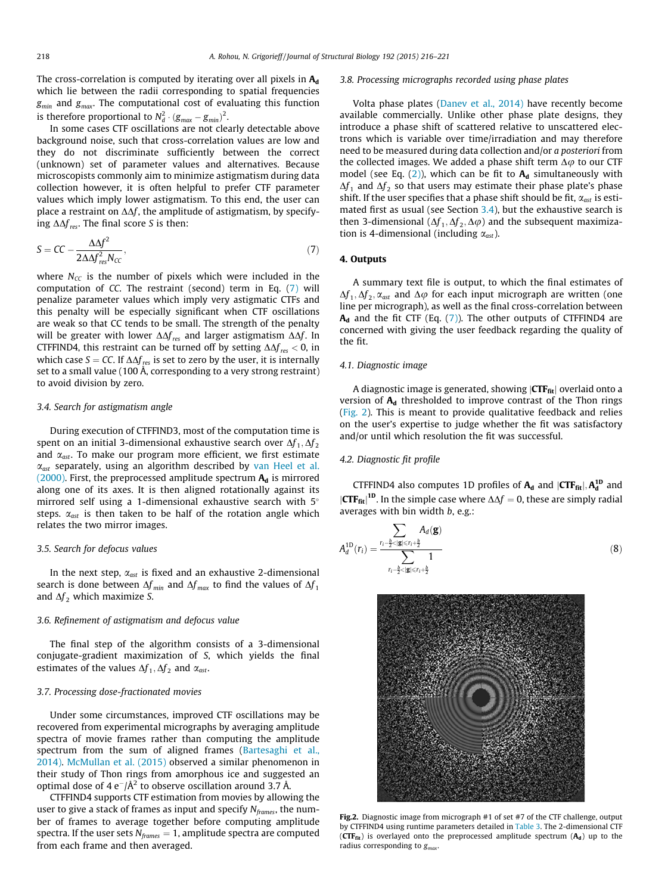The cross-correlation is computed by iterating over all pixels in $\mathbf{A_d}$ which lie between the radii corresponding to spatial frequencies $g_{min}$ and $g_{max}$. The computational cost of evaluating this function is therefore proportional to $N_d^2 \cdot (g_{max} - g_{min})^2$.

In some cases CTF oscillations are not clearly detectable above background noise, such that cross-correlation values are low and they do not discriminate sufficiently between the correct (unknown) set of parameter values and alternatives. Because microscopists commonly aim to minimize astigmatism during data collection however, it is often helpful to prefer CTF parameter values which imply lower astigmatism. To this end, the user can place a restraint on $\Delta\Delta f$, the amplitude of astigmatism, by specifying $\Delta\Delta f_{res}$. The final score $S$ is then:

$$S = CC - \frac{\Delta\Delta f^2}{2\Delta\Delta f_{res}^2 N_{CC}}, \quad (7)$$

where $N_{CC}$ is the number of pixels which were included in the computation of $CC$. The restraint (second) term in Eq. (7) will penalize parameter values which imply very astigmatic CTFs and this penalty will be especially significant when CTF oscillations are weak so that CC tends to be small. The strength of the penalty will be greater with lower $\Delta\Delta f_{res}$ and larger astigmatism $\Delta\Delta f$. In CTFFIND4, this restraint can be turned off by setting $\Delta\Delta f_{res} < 0$, in which case $S = CC$. If $\Delta\Delta f_{res}$ is set to zero by the user, it is internally set to a small value (100 Å, corresponding to a very strong restraint) to avoid division by zero.

### 3.4. Search for astigmatism angle

During execution of CTFFIND3, most of the computation time is spent on an initial 3-dimensional exhaustive search over $\Delta f_1, \Delta f_2$ and $\alpha_{ast}$. To make our program more efficient, we first estimate $\alpha_{ast}$ separately, using an algorithm described by van Heel et al. (2000). First, the preprocessed amplitude spectrum $\mathbf{A_d}$ is mirrored along one of its axes. It is then aligned rotationally against its mirrored self using a 1-dimensional exhaustive search with 5° steps. $\alpha_{ast}$ is then taken to be half of the rotation angle which relates the two mirror images.

### 3.5. Search for defocus values

In the next step, $\alpha_{ast}$ is fixed and an exhaustive 2-dimensional search is done between $\Delta f_{min}$ and $\Delta f_{max}$ to find the values of $\Delta f_1$ and $\Delta f_2$ which maximize $S$.

### 3.6. Refinement of astigmatism and defocus value

The final step of the algorithm consists of a 3-dimensional conjugate-gradient maximization of $S$, which yields the final estimates of the values $\Delta f_1, \Delta f_2$ and $\alpha_{ast}$.

### 3.7. Processing dose-fractionated movies

Under some circumstances, improved CTF oscillations may be recovered from experimental micrographs by averaging amplitude spectra of movie frames rather than computing the amplitude spectrum from the sum of aligned frames (Bartesaghi et al., 2014). McMullan et al. (2015) observed a similar phenomenon in their study of Thon rings from amorphous ice and suggested an optimal dose of 4 e$^-$/Å$^2$ to observe oscillation around 3.7 Å.

CTFFIND4 supports CTF estimation from movies by allowing the user to give a stack of frames as input and specify $N_{frames}$, the number of frames to average together before computing amplitude spectra. If the user sets $N_{frames} = 1$, amplitude spectra are computed from each frame and then averaged.

### 3.8. Processing micrographs recorded using phase plates

Volta phase plates (Danev et al., 2014) have recently become available commercially. Unlike other phase plate designs, they introduce a phase shift of scattered relative to unscattered electrons which is variable over time/irradiation and may therefore need to be measured during data collection and/or *a posteriori* from the collected images. We added a phase shift term $\Delta\varphi$ to our CTF model (see Eq. (2)), which can be fit to $\mathbf{A_d}$ simultaneously with $\Delta f_1$ and $\Delta f_2$ so that users may estimate their phase plate's phase shift. If the user specifies that a phase shift should be fit, $\alpha_{ast}$ is estimated first as usual (see Section 3.4), but the exhaustive search is then 3-dimensional ($\Delta f_1, \Delta f_2, \Delta\varphi$) and the subsequent maximization is 4-dimensional (including $\alpha_{ast}$).

## 4. Outputs

A summary text file is output, to which the final estimates of $\Delta f_1, \Delta f_2, \alpha_{ast}$ and $\Delta\varphi$ for each input micrograph are written (one line per micrograph), as well as the final cross-correlation between $\mathbf{A_d}$ and the fit CTF (Eq. (7)). The other outputs of CTFFIND4 are concerned with giving the user feedback regarding the quality of the fit.

### 4.1. Diagnostic image

A diagnostic image is generated, showing $|\mathbf{CTF_{fit}}|$ overlaid onto a version of $\mathbf{A_d}$ thresholded to improve contrast of the Thon rings (Fig. 2). This is meant to provide qualitative feedback and relies on the user's expertise to judge whether the fit was satisfactory and/or until which resolution the fit was successful.

### 4.2. Diagnostic fit profile

CTFFIND4 also computes 1D profiles of $\mathbf{A_d}$ and $|\mathbf{CTF_{fit}}|$, $\mathbf{A_d^{1D}}$ and $|\mathbf{CTF_{fit}}|^{\mathbf{1D}}$. In the simple case where $\Delta\Delta f = 0$, these are simply radial averages with bin width $b$, e.g.:

$$A_d^{1D}(r_i) = \frac{\sum_{r_i - \frac{b}{2} < |\mathbf{g}| \leq r_i + \frac{b}{2}} A_d(\mathbf{g})}{\sum_{r_i - \frac{b}{2} < |\mathbf{g}| \leq r_i + \frac{b}{2}} 1} \quad (8)$$

**Fig.2.** Diagnostic image from micrograph #1 of set #7 of the CTF challenge, output by CTFFIND4 using runtime parameters detailed in Table 3. The 2-dimensional CTF ($\mathbf{CTF_{fit}}$) is overlayed onto the preprocessed amplitude spectrum ($\mathbf{A_d}$) up to the radius corresponding to $g_{max}$.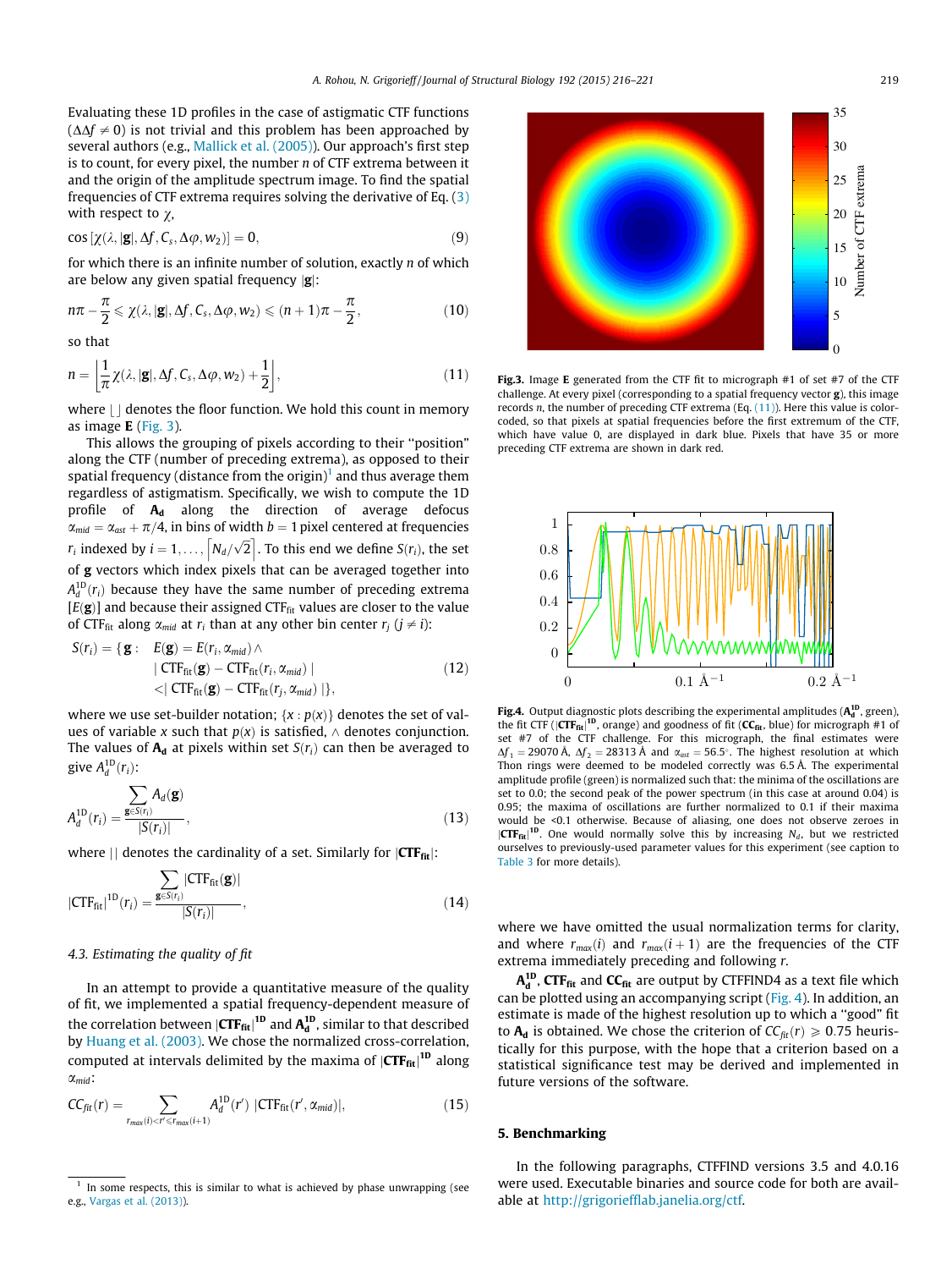Evaluating these 1D profiles in the case of astigmatic CTF functions ($\Delta\Delta f \neq 0$) is not trivial and this problem has been approached by several authors (e.g., Mallick et al. (2005)). Our approach's first step is to count, for every pixel, the number $n$ of CTF extrema between it and the origin of the amplitude spectrum image. To find the spatial frequencies of CTF extrema requires solving the derivative of Eq. (3) with respect to $\chi$,

$$\cos\left[\chi(\lambda, |\mathbf{g}|, \Delta f, C_s, \Delta\varphi, w_2)\right] = 0, \tag{9}$$

for which there is an infinite number of solution, exactly $n$ of which are below any given spatial frequency $|\mathbf{g}|$:

$$n\pi - \frac{\pi}{2} \leqslant \chi(\lambda, |\mathbf{g}|, \Delta f, C_s, \Delta\varphi, w_2) \leqslant (n+1)\pi - \frac{\pi}{2}, \tag{10}$$

so that

$$n = \left\lfloor \frac{1}{\pi}\chi(\lambda, |\mathbf{g}|, \Delta f, C_s, \Delta\varphi, w_2) + \frac{1}{2} \right\rfloor, \tag{11}$$

where $\lfloor\,\rfloor$ denotes the floor function. We hold this count in memory as image $\mathbf{E}$ (Fig. 3).

This allows the grouping of pixels according to their "position" along the CTF (number of preceding extrema), as opposed to their spatial frequency (distance from the origin)[1] and thus average them regardless of astigmatism. Specifically, we wish to compute the 1D profile of $\mathbf{A_d}$ along the direction of average defocus $\alpha_{mid} = \alpha_{ast} + \pi/4$, in bins of width $b = 1$ pixel centered at frequencies $r_i$ indexed by $i = 1, \ldots, \lceil N_d/\sqrt{2} \rceil$. To this end we define $S(r_i)$, the set of $\mathbf{g}$ vectors which index pixels that can be averaged together into $A_d^{1D}(r_i)$ because they have the same number of preceding extrema $[E(\mathbf{g})]$ and because their assigned $\mathrm{CTF_{fit}}$ values are closer to the value of $\mathrm{CTF_{fit}}$ along $\alpha_{mid}$ at $r_i$ than at any other bin center $r_j$ ($j \neq i$):

$$\begin{aligned} S(r_i) = \{\mathbf{g} :\quad & E(\mathbf{g}) = E(r_i, \alpha_{mid}) \wedge \\ & |\,\mathrm{CTF_{fit}}(\mathbf{g}) - \mathrm{CTF_{fit}}(r_i, \alpha_{mid})\,| \\ & < |\,\mathrm{CTF_{fit}}(\mathbf{g}) - \mathrm{CTF_{fit}}(r_j, \alpha_{mid})\,|\,\}, \end{aligned} \tag{12}$$

where we use set-builder notation; $\{x : p(x)\}$ denotes the set of values of variable $x$ such that $p(x)$ is satisfied, $\wedge$ denotes conjunction. The values of $\mathbf{A_d}$ at pixels within set $S(r_i)$ can then be averaged to give $A_d^{1D}(r_i)$:

$$A_d^{1D}(r_i) = \frac{\sum_{\mathbf{g}\in S(r_i)} A_d(\mathbf{g})}{|S(r_i)|}, \tag{13}$$

where $|\,|$ denotes the cardinality of a set. Similarly for $|\mathbf{CTF_{fit}}|$:

$$|\mathrm{CTF_{fit}}|^{1D}(r_i) = \frac{\sum_{\mathbf{g}\in S(r_i)} |\mathrm{CTF_{fit}}(\mathbf{g})|}{|S(r_i)|}, \tag{14}$$

### 4.3. Estimating the quality of fit

In an attempt to provide a quantitative measure of the quality of fit, we implemented a spatial frequency-dependent measure of the correlation between $|\mathbf{CTF_{fit}}|^{\mathbf{1D}}$ and $\mathbf{A_d^{1D}}$, similar to that described by Huang et al. (2003). We chose the normalized cross-correlation, computed at intervals delimited by the maxima of $|\mathbf{CTF_{fit}}|^{\mathbf{1D}}$ along $\alpha_{mid}$:

$$CC_{fit}(r) = \sum_{r_{max}(i) < r' \leqslant r_{max}(i+1)} A_d^{1D}(r')\ |\mathrm{CTF_{fit}}(r', \alpha_{mid})|, \tag{15}$$

where we have omitted the usual normalization terms for clarity, and where $r_{max}(i)$ and $r_{max}(i+1)$ are the frequencies of the CTF extrema immediately preceding and following $r$.

$\mathbf{A_d^{1D}}$, $\mathbf{CTF_{fit}}$ and $\mathbf{CC_{fit}}$ are output by CTFFIND4 as a text file which can be plotted using an accompanying script (Fig. 4). In addition, an estimate is made of the highest resolution up to which a "good" fit to $\mathbf{A_d}$ is obtained. We chose the criterion of $CC_{fit}(r) \geqslant 0.75$ heuristically for this purpose, with the hope that a criterion based on a statistical significance test may be derived and implemented in future versions of the software.

**Fig. 3.** Image **E** generated from the CTF fit to micrograph #1 of set #7 of the CTF challenge. At every pixel (corresponding to a spatial frequency vector **g**), this image records $n$, the number of preceding CTF extrema (Eq. (11)). Here this value is color-coded, so that pixels at spatial frequencies before the first extremum of the CTF, which have value 0, are displayed in dark blue. Pixels that have 35 or more preceding CTF extrema are shown in dark red.

**Fig. 4.** Output diagnostic plots describing the experimental amplitudes ($\mathbf{A_d^{1D}}$, green), the fit CTF ($|\mathbf{CTF_{fit}}|^{\mathbf{1D}}$, orange) and goodness of fit ($\mathbf{CC_{fit}}$, blue) for micrograph #1 of set #7 of the CTF challenge. For this micrograph, the final estimates were $\Delta f_1 = 29070$ Å, $\Delta f_2 = 28313$ Å and $\alpha_{ast} = 56.5°$. The highest resolution at which Thon rings were deemed to be modeled correctly was 6.5 Å. The experimental amplitude profile (green) is normalized such that: the minima of the oscillations are set to 0.0; the second peak of the power spectrum (in this case at around 0.04) is 0.95; the maxima of oscillations are further normalized to 0.1 if their maxima would be <0.1 otherwise. Because of aliasing, one does not observe zeroes in $|\mathbf{CTF_{fit}}|^{\mathbf{1D}}$. One would normally solve this by increasing $N_d$, but we restricted ourselves to previously-used parameter values for this experiment (see caption to Table 3 for more details).

## 5. Benchmarking

In the following paragraphs, CTFFIND versions 3.5 and 4.0.16 were used. Executable binaries and source code for both are available at http://grigoriefflab.janelia.org/ctf.

[1] In some respects, this is similar to what is achieved by phase unwrapping (see e.g., Vargas et al. (2013)).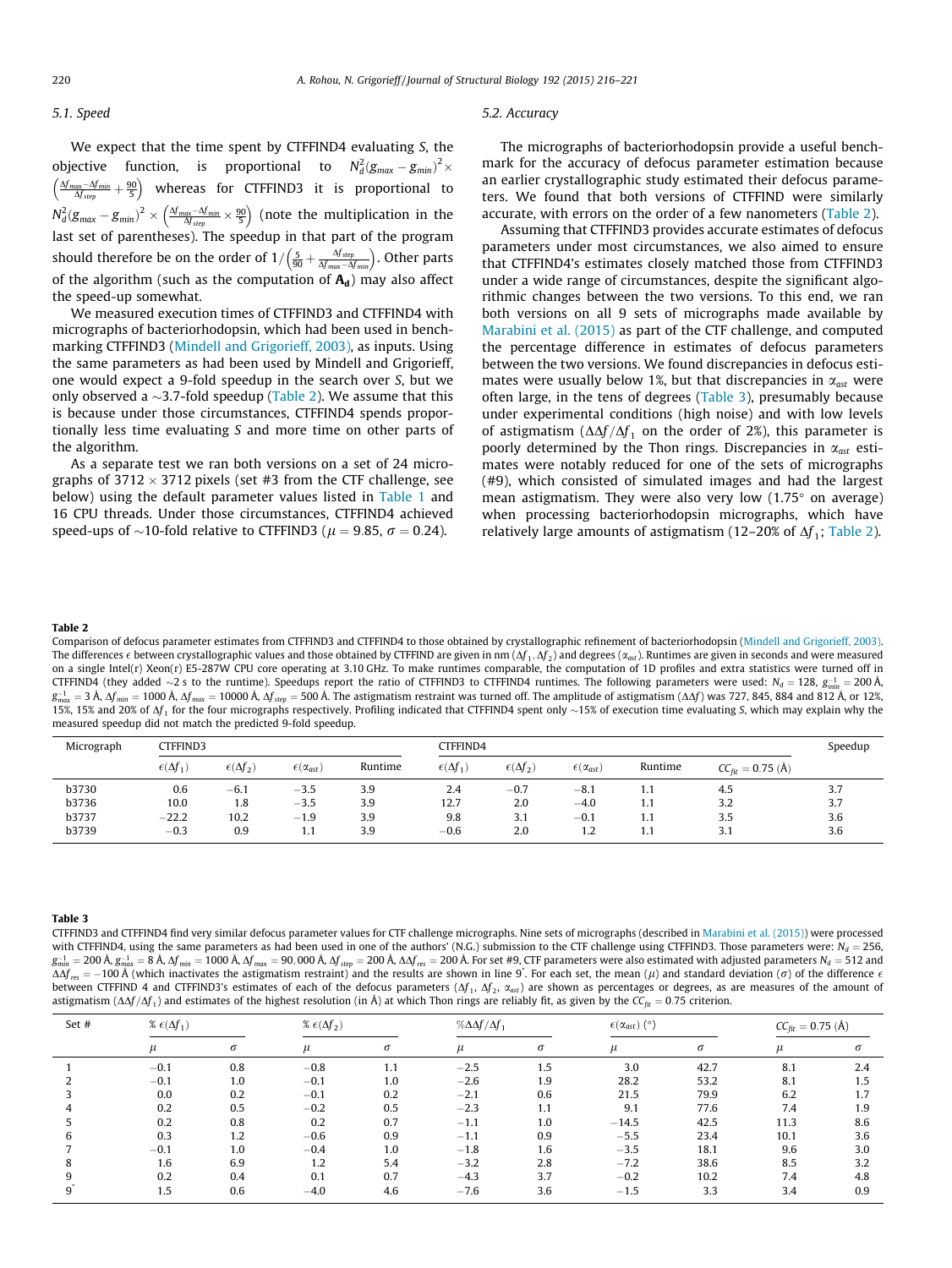### 5.1. Speed

We expect that the time spent by CTFFIND4 evaluating $S$, the objective function, is proportional to $N_d^2(g_{max} - g_{min})^2 \times \left(\frac{\Delta f_{max} - \Delta f_{min}}{\Delta f_{step}} + \frac{90}{5}\right)$ whereas for CTFFIND3 it is proportional to $N_d^2(g_{max} - g_{min})^2 \times \left(\frac{\Delta f_{max} - \Delta f_{min}}{\Delta f_{step}} \times \frac{90}{5}\right)$ (note the multiplication in the last set of parentheses). The speedup in that part of the program should therefore be on the order of $1/\left(\frac{5}{90} + \frac{\Delta f_{step}}{\Delta f_{max} - \Delta f_{min}}\right)$. Other parts of the algorithm (such as the computation of $\mathbf{A_d}$) may also affect the speed-up somewhat.

We measured execution times of CTFFIND3 and CTFFIND4 with micrographs of bacteriorhodopsin, which had been used in benchmarking CTFFIND3 (Mindell and Grigorieff, 2003), as inputs. Using the same parameters as had been used by Mindell and Grigorieff, one would expect a 9-fold speedup in the search over $S$, but we only observed a ~3.7-fold speedup (Table 2). We assume that this is because under those circumstances, CTFFIND4 spends proportionally less time evaluating $S$ and more time on other parts of the algorithm.

As a separate test we ran both versions on a set of 24 micrographs of 3712 × 3712 pixels (set #3 from the CTF challenge, see below) using the default parameter values listed in Table 1 and 16 CPU threads. Under those circumstances, CTFFIND4 achieved speed-ups of ~10-fold relative to CTFFIND3 ($\mu = 9.85$, $\sigma = 0.24$).

### 5.2. Accuracy

The micrographs of bacteriorhodopsin provide a useful benchmark for the accuracy of defocus parameter estimation because an earlier crystallographic study estimated their defocus parameters. We found that both versions of CTFFIND were similarly accurate, with errors on the order of a few nanometers (Table 2).

Assuming that CTFFIND3 provides accurate estimates of defocus parameters under most circumstances, we also aimed to ensure that CTFFIND4's estimates closely matched those from CTFFIND3 under a wide range of circumstances, despite the significant algorithmic changes between the two versions. To this end, we ran both versions on all 9 sets of micrographs made available by Marabini et al. (2015) as part of the CTF challenge, and computed the percentage difference in estimates of defocus parameters between the two versions. We found discrepancies in defocus estimates were usually below 1%, but that discrepancies in $\alpha_{ast}$ were often large, in the tens of degrees (Table 3), presumably because under experimental conditions (high noise) and with low levels of astigmatism ($\Delta\Delta f/\Delta f_1$ on the order of 2%), this parameter is poorly determined by the Thon rings. Discrepancies in $\alpha_{ast}$ estimates were notably reduced for one of the sets of micrographs (#9), which consisted of simulated images and had the largest mean astigmatism. They were also very low (1.75° on average) when processing bacteriorhodopsin micrographs, which have relatively large amounts of astigmatism (12–20% of $\Delta f_1$; Table 2).

**Table 2**
Comparison of defocus parameter estimates from CTFFIND3 and CTFFIND4 to those obtained by crystallographic refinement of bacteriorhodopsin (Mindell and Grigorieff, 2003). The differences $\epsilon$ between crystallographic values and those obtained by CTFFIND are given in nm ($\Delta f_1, \Delta f_2$) and degrees ($\alpha_{ast}$). Runtimes are given in seconds and were measured on a single Intel(r) Xeon(r) E5-287W CPU core operating at 3.10 GHz. To make runtimes comparable, the computation of 1D profiles and extra statistics were turned off in CTFFIND4 (they added ~2 s to the runtime). Speedups report the ratio of CTFFIND3 to CTFFIND4 runtimes. The following parameters were used: $N_d = 128$, $g_{min}^{-1} = 200$ Å, $g_{max}^{-1} = 3$ Å, $\Delta f_{min} = 1000$ Å, $\Delta f_{max} = 10000$ Å, $\Delta f_{step} = 500$ Å. The astigmatism restraint was turned off. The amplitude of astigmatism ($\Delta\Delta f$) was 727, 845, 884 and 812 Å, or 12%, 15%, 15% and 20% of $\Delta f_1$ for the four micrographs respectively. Profiling indicated that CTFFIND4 spent only ~15% of execution time evaluating $S$, which may explain why the measured speedup did not match the predicted 9-fold speedup.

| Micrograph | CTFFIND3 | | | | CTFFIND4 | | | | | Speedup |
|---|---|---|---|---|---|---|---|---|---|---|
| | $\epsilon(\Delta f_1)$ | $\epsilon(\Delta f_2)$ | $\epsilon(\alpha_{ast})$ | Runtime | $\epsilon(\Delta f_1)$ | $\epsilon(\Delta f_2)$ | $\epsilon(\alpha_{ast})$ | Runtime | $CC_{fit} = 0.75$ (Å) | |
| b3730 | 0.6 | −6.1 | −3.5 | 3.9 | 2.4 | −0.7 | −8.1 | 1.1 | 4.5 | 3.7 |
| b3736 | 10.0 | 1.8 | −3.5 | 3.9 | 12.7 | 2.0 | −4.0 | 1.1 | 3.2 | 3.7 |
| b3737 | −22.2 | 10.2 | −1.9 | 3.9 | 9.8 | 3.1 | −0.1 | 1.1 | 3.5 | 3.6 |
| b3739 | −0.3 | 0.9 | 1.1 | 3.9 | −0.6 | 2.0 | 1.2 | 1.1 | 3.1 | 3.6 |

**Table 3**
CTFFIND3 and CTFFIND4 find very similar defocus parameter values for CTF challenge micrographs. Nine sets of micrographs (described in Marabini et al. (2015)) were processed with CTFFIND4, using the same parameters as had been used in one of the authors' (N.G.) submission to the CTF challenge using CTFFIND3. Those parameters were: $N_d = 256$, $g_{min}^{-1} = 200$ Å, $g_{max}^{-1} = 8$ Å, $\Delta f_{min} = 1000$ Å, $\Delta f_{max} = 90,000$ Å, $\Delta f_{step} = 200$ Å, $\Delta\Delta f_{res} = 200$ Å. For set #9, CTF parameters were also estimated with adjusted parameters $N_d = 512$ and $\Delta\Delta f_{res} = -100$ Å (which inactivates the astigmatism restraint) and the results are shown in line 9*. For each set, the mean ($\mu$) and standard deviation ($\sigma$) of the difference $\epsilon$ between CTFFIND 4 and CTFFIND3's estimates of each of the defocus parameters ($\Delta f_1$, $\Delta f_2$, $\alpha_{ast}$) are shown as percentages or degrees, as are measures of the amount of astigmatism ($\Delta\Delta f/\Delta f_1$) and estimates of the highest resolution (in Å) at which Thon rings are reliably fit, as given by the $CC_{fit} = 0.75$ criterion.

| Set # | % $\epsilon(\Delta f_1)$ | | % $\epsilon(\Delta f_2)$ | | %$\Delta\Delta f/\Delta f_1$ | | $\epsilon(\alpha_{ast})$ (°) | | $CC_{fit} = 0.75$ (Å) | |
|---|---|---|---|---|---|---|---|---|---|---|
| | $\mu$ | $\sigma$ | $\mu$ | $\sigma$ | $\mu$ | $\sigma$ | $\mu$ | $\sigma$ | $\mu$ | $\sigma$ |
| 1 | −0.1 | 0.8 | −0.8 | 1.1 | −2.5 | 1.5 | 3.0 | 42.7 | 8.1 | 2.4 |
| 2 | −0.1 | 1.0 | −0.1 | 1.0 | −2.6 | 1.9 | 28.2 | 53.2 | 8.1 | 1.5 |
| 3 | 0.0 | 0.2 | −0.1 | 0.2 | −2.1 | 0.6 | 21.5 | 79.9 | 6.2 | 1.7 |
| 4 | 0.2 | 0.5 | −0.2 | 0.5 | −2.3 | 1.1 | 9.1 | 77.6 | 7.4 | 1.9 |
| 5 | 0.2 | 0.8 | 0.2 | 0.7 | −1.1 | 1.0 | −14.5 | 42.5 | 11.3 | 8.6 |
| 6 | 0.3 | 1.2 | −0.6 | 0.9 | −1.1 | 0.9 | −5.5 | 23.4 | 10.1 | 3.6 |
| 7 | −0.1 | 1.0 | −0.4 | 1.0 | −1.8 | 1.6 | −3.5 | 18.1 | 9.6 | 3.0 |
| 8 | 1.6 | 6.9 | 1.2 | 5.4 | −3.2 | 2.8 | −7.2 | 38.6 | 8.5 | 3.2 |
| 9 | 0.2 | 0.4 | 0.1 | 0.7 | −4.3 | 3.7 | −0.2 | 10.2 | 7.4 | 4.8 |
| 9* | 1.5 | 0.6 | −4.0 | 4.6 | −7.6 | 3.6 | −1.5 | 3.3 | 3.4 | 0.9 |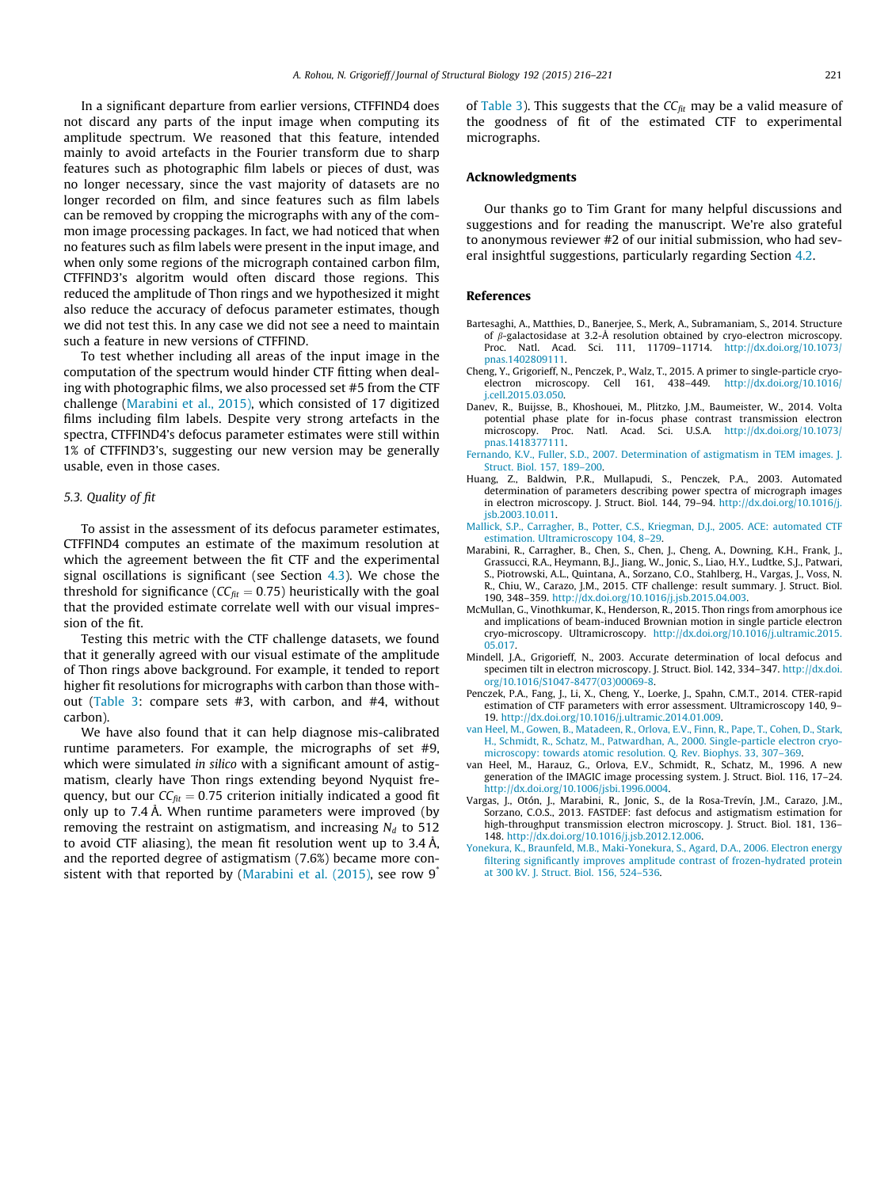In a significant departure from earlier versions, CTFFIND4 does not discard any parts of the input image when computing its amplitude spectrum. We reasoned that this feature, intended mainly to avoid artefacts in the Fourier transform due to sharp features such as photographic film labels or pieces of dust, was no longer necessary, since the vast majority of datasets are no longer recorded on film, and since features such as film labels can be removed by cropping the micrographs with any of the common image processing packages. In fact, we had noticed that when no features such as film labels were present in the input image, and when only some regions of the micrograph contained carbon film, CTFFIND3's algoritm would often discard those regions. This reduced the amplitude of Thon rings and we hypothesized it might also reduce the accuracy of defocus parameter estimates, though we did not test this. In any case we did not see a need to maintain such a feature in new versions of CTFFIND.

To test whether including all areas of the input image in the computation of the spectrum would hinder CTF fitting when dealing with photographic films, we also processed set #5 from the CTF challenge (Marabini et al., 2015), which consisted of 17 digitized films including film labels. Despite very strong artefacts in the spectra, CTFFIND4's defocus parameter estimates were still within 1% of CTFFIND3's, suggesting our new version may be generally usable, even in those cases.

### 5.3. Quality of fit

To assist in the assessment of its defocus parameter estimates, CTFFIND4 computes an estimate of the maximum resolution at which the agreement between the fit CTF and the experimental signal oscillations is significant (see Section 4.3). We chose the threshold for significance ($CC_{fit} = 0.75$) heuristically with the goal that the provided estimate correlate well with our visual impression of the fit.

Testing this metric with the CTF challenge datasets, we found that it generally agreed with our visual estimate of the amplitude of Thon rings above background. For example, it tended to report higher fit resolutions for micrographs with carbon than those without (Table 3: compare sets #3, with carbon, and #4, without carbon).

We have also found that it can help diagnose mis-calibrated runtime parameters. For example, the micrographs of set #9, which were simulated *in silico* with a significant amount of astigmatism, clearly have Thon rings extending beyond Nyquist frequency, but our $CC_{fit} = 0.75$ criterion initially indicated a good fit only up to 7.4 Å. When runtime parameters were improved (by removing the restraint on astigmatism, and increasing $N_d$ to 512 to avoid CTF aliasing), the mean fit resolution went up to 3.4 Å, and the reported degree of astigmatism (7.6%) became more consistent with that reported by (Marabini et al. (2015), see row 9* of Table 3). This suggests that the $CC_{fit}$ may be a valid measure of the goodness of fit of the estimated CTF to experimental micrographs.

## Acknowledgments

Our thanks go to Tim Grant for many helpful discussions and suggestions and for reading the manuscript. We're also grateful to anonymous reviewer #2 of our initial submission, who had several insightful suggestions, particularly regarding Section 4.2.

## References

Bartesaghi, A., Matthies, D., Banerjee, S., Merk, A., Subramaniam, S., 2014. Structure of β-galactosidase at 3.2-Å resolution obtained by cryo-electron microscopy. Proc. Natl. Acad. Sci. 111, 11709–11714. http://dx.doi.org/10.1073/pnas.1402809111.

Cheng, Y., Grigorieff, N., Penczek, P., Walz, T., 2015. A primer to single-particle cryo-electron microscopy. Cell 161, 438–449. http://dx.doi.org/10.1016/j.cell.2015.03.050.

Danev, R., Buijsse, B., Khoshouei, M., Plitzko, J.M., Baumeister, W., 2014. Volta potential phase plate for in-focus phase contrast transmission electron microscopy. Proc. Natl. Acad. Sci. U.S.A. http://dx.doi.org/10.1073/pnas.1418377111.

Fernando, K.V., Fuller, S.D., 2007. Determination of astigmatism in TEM images. J. Struct. Biol. 157, 189–200.

Huang, Z., Baldwin, P.R., Mullapudi, S., Penczek, P.A., 2003. Automated determination of parameters describing power spectra of micrograph images in electron microscopy. J. Struct. Biol. 144, 79–94. http://dx.doi.org/10.1016/j.jsb.2003.10.011.

Mallick, S.P., Carragher, B., Potter, C.S., Kriegman, D.J., 2005. ACE: automated CTF estimation. Ultramicroscopy 104, 8–29.

Marabini, R., Carragher, B., Chen, S., Chen, J., Cheng, A., Downing, K.H., Frank, J., Grassucci, R.A., Heymann, B.J., Jiang, W., Jonic, S., Liao, H.Y., Ludtke, S.J., Patwari, S., Piotrowski, A.L., Quintana, A., Sorzano, C.O., Stahlberg, H., Vargas, J., Voss, N. R., Chiu, W., Carazo, J.M., 2015. CTF challenge: result summary. J. Struct. Biol. 190, 348–359. http://dx.doi.org/10.1016/j.jsb.2015.04.003.

McMullan, G., Vinothkumar, K., Henderson, R., 2015. Thon rings from amorphous ice and implications of beam-induced Brownian motion in single particle electron cryo-microscopy. Ultramicroscopy. http://dx.doi.org/10.1016/j.ultramic.2015.05.017.

Mindell, J.A., Grigorieff, N., 2003. Accurate determination of local defocus and specimen tilt in electron microscopy. J. Struct. Biol. 142, 334–347. http://dx.doi.org/10.1016/S1047-8477(03)00069-8.

Penczek, P.A., Fang, J., Li, X., Cheng, Y., Loerke, J., Spahn, C.M.T., 2014. CTER-rapid estimation of CTF parameters with error assessment. Ultramicroscopy 140, 9–19. http://dx.doi.org/10.1016/j.ultramic.2014.01.009.

van Heel, M., Gowen, B., Matadeen, R., Orlova, E.V., Finn, R., Pape, T., Cohen, D., Stark, H., Schmidt, R., Schatz, M., Patwardhan, A., 2000. Single-particle electron cryo-microscopy: towards atomic resolution. Q. Rev. Biophys. 33, 307–369.

van Heel, M., Harauz, G., Orlova, E.V., Schmidt, R., Schatz, M., 1996. A new generation of the IMAGIC image processing system. J. Struct. Biol. 116, 17–24. http://dx.doi.org/10.1006/jsbi.1996.0004.

Vargas, J., Otón, J., Marabini, R., Jonic, S., de la Rosa-Trevín, J.M., Carazo, J.M., Sorzano, C.O.S., 2013. FASTDEF: fast defocus and astigmatism estimation for high-throughput transmission electron microscopy. J. Struct. Biol. 181, 136–148. http://dx.doi.org/10.1016/j.jsb.2012.12.006.

Yonekura, K., Braunfeld, M.B., Maki-Yonekura, S., Agard, D.A., 2006. Electron energy filtering significantly improves amplitude contrast of frozen-hydrated protein at 300 kV. J. Struct. Biol. 156, 524–536.